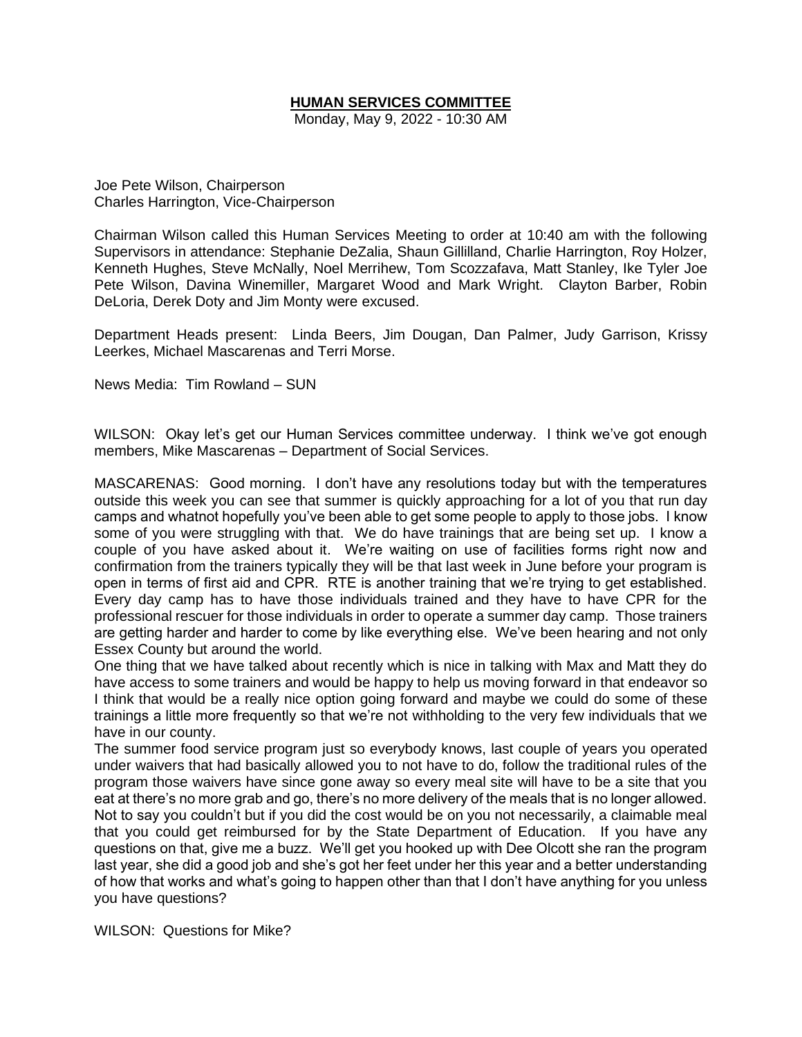# HUMAN SERVICES COMMITTEE

Monday, May 9, 2022 - 10:30 AM

Joe Pete Wilson, Chairperson
Charles Harrington, Vice-Chairperson

Chairman Wilson called this Human Services Meeting to order at 10:40 am with the following Supervisors in attendance: Stephanie DeZalia, Shaun Gillilland, Charlie Harrington, Roy Holzer, Kenneth Hughes, Steve McNally, Noel Merrihew, Tom Scozzafava, Matt Stanley, Ike Tyler Joe Pete Wilson, Davina Winemiller, Margaret Wood and Mark Wright. Clayton Barber, Robin DeLoria, Derek Doty and Jim Monty were excused.

Department Heads present: Linda Beers, Jim Dougan, Dan Palmer, Judy Garrison, Krissy Leerkes, Michael Mascarenas and Terri Morse.

News Media: Tim Rowland – SUN

WILSON: Okay let's get our Human Services committee underway. I think we've got enough members, Mike Mascarenas – Department of Social Services.

MASCARENAS: Good morning. I don't have any resolutions today but with the temperatures outside this week you can see that summer is quickly approaching for a lot of you that run day camps and whatnot hopefully you've been able to get some people to apply to those jobs. I know some of you were struggling with that. We do have trainings that are being set up. I know a couple of you have asked about it. We're waiting on use of facilities forms right now and confirmation from the trainers typically they will be that last week in June before your program is open in terms of first aid and CPR. RTE is another training that we're trying to get established. Every day camp has to have those individuals trained and they have to have CPR for the professional rescuer for those individuals in order to operate a summer day camp. Those trainers are getting harder and harder to come by like everything else. We've been hearing and not only Essex County but around the world.
One thing that we have talked about recently which is nice in talking with Max and Matt they do have access to some trainers and would be happy to help us moving forward in that endeavor so I think that would be a really nice option going forward and maybe we could do some of these trainings a little more frequently so that we're not withholding to the very few individuals that we have in our county.
The summer food service program just so everybody knows, last couple of years you operated under waivers that had basically allowed you to not have to do, follow the traditional rules of the program those waivers have since gone away so every meal site will have to be a site that you eat at there's no more grab and go, there's no more delivery of the meals that is no longer allowed. Not to say you couldn't but if you did the cost would be on you not necessarily, a claimable meal that you could get reimbursed for by the State Department of Education. If you have any questions on that, give me a buzz. We'll get you hooked up with Dee Olcott she ran the program last year, she did a good job and she's got her feet under her this year and a better understanding of how that works and what's going to happen other than that I don't have anything for you unless you have questions?

WILSON: Questions for Mike?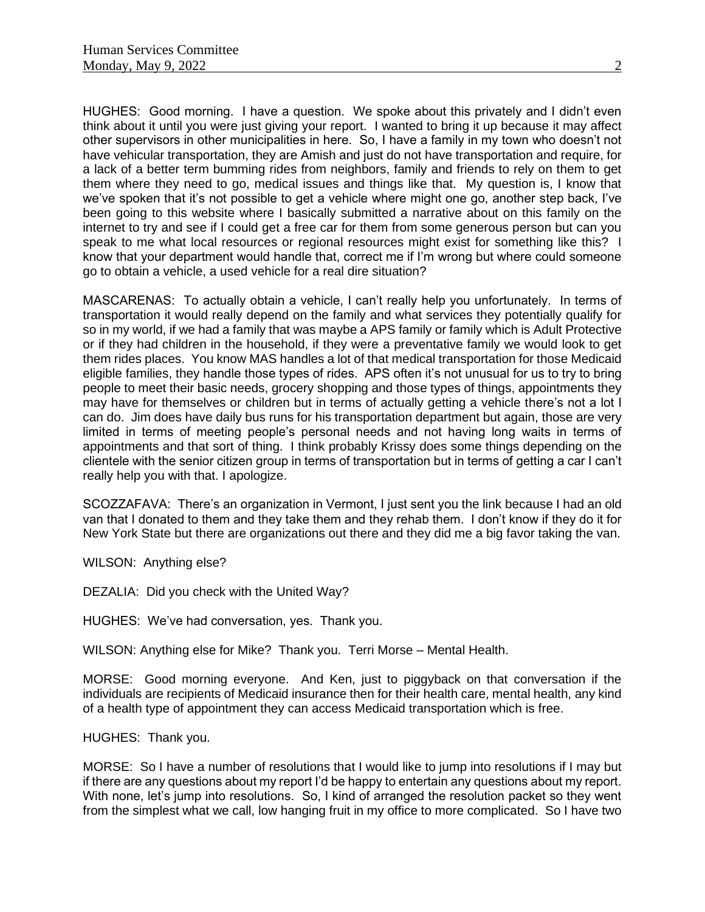HUGHES: Good morning. I have a question. We spoke about this privately and I didn't even think about it until you were just giving your report. I wanted to bring it up because it may affect other supervisors in other municipalities in here. So, I have a family in my town who doesn't not have vehicular transportation, they are Amish and just do not have transportation and require, for a lack of a better term bumming rides from neighbors, family and friends to rely on them to get them where they need to go, medical issues and things like that. My question is, I know that we've spoken that it's not possible to get a vehicle where might one go, another step back, I've been going to this website where I basically submitted a narrative about on this family on the internet to try and see if I could get a free car for them from some generous person but can you speak to me what local resources or regional resources might exist for something like this? I know that your department would handle that, correct me if I'm wrong but where could someone go to obtain a vehicle, a used vehicle for a real dire situation?

MASCARENAS: To actually obtain a vehicle, I can't really help you unfortunately. In terms of transportation it would really depend on the family and what services they potentially qualify for so in my world, if we had a family that was maybe a APS family or family which is Adult Protective or if they had children in the household, if they were a preventative family we would look to get them rides places. You know MAS handles a lot of that medical transportation for those Medicaid eligible families, they handle those types of rides. APS often it's not unusual for us to try to bring people to meet their basic needs, grocery shopping and those types of things, appointments they may have for themselves or children but in terms of actually getting a vehicle there's not a lot I can do. Jim does have daily bus runs for his transportation department but again, those are very limited in terms of meeting people's personal needs and not having long waits in terms of appointments and that sort of thing. I think probably Krissy does some things depending on the clientele with the senior citizen group in terms of transportation but in terms of getting a car I can't really help you with that. I apologize.

SCOZZAFAVA: There's an organization in Vermont, I just sent you the link because I had an old van that I donated to them and they take them and they rehab them. I don't know if they do it for New York State but there are organizations out there and they did me a big favor taking the van.

WILSON: Anything else?

DEZALIA: Did you check with the United Way?

HUGHES: We've had conversation, yes. Thank you.

WILSON: Anything else for Mike? Thank you. Terri Morse – Mental Health.

MORSE: Good morning everyone. And Ken, just to piggyback on that conversation if the individuals are recipients of Medicaid insurance then for their health care, mental health, any kind of a health type of appointment they can access Medicaid transportation which is free.

HUGHES: Thank you.

MORSE: So I have a number of resolutions that I would like to jump into resolutions if I may but if there are any questions about my report I'd be happy to entertain any questions about my report. With none, let's jump into resolutions. So, I kind of arranged the resolution packet so they went from the simplest what we call, low hanging fruit in my office to more complicated. So I have two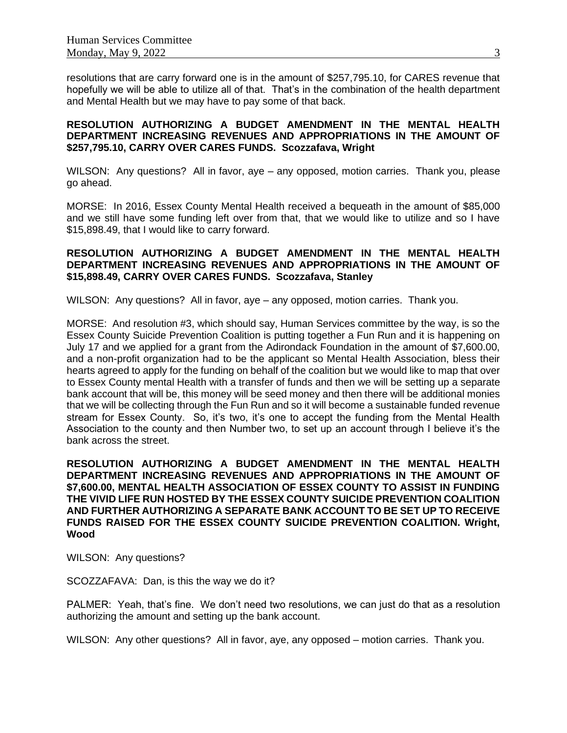resolutions that are carry forward one is in the amount of $257,795.10, for CARES revenue that hopefully we will be able to utilize all of that. That's in the combination of the health department and Mental Health but we may have to pay some of that back.

**RESOLUTION AUTHORIZING A BUDGET AMENDMENT IN THE MENTAL HEALTH DEPARTMENT INCREASING REVENUES AND APPROPRIATIONS IN THE AMOUNT OF $257,795.10, CARRY OVER CARES FUNDS. Scozzafava, Wright**

WILSON: Any questions? All in favor, aye – any opposed, motion carries. Thank you, please go ahead.

MORSE: In 2016, Essex County Mental Health received a bequeath in the amount of $85,000 and we still have some funding left over from that, that we would like to utilize and so I have $15,898.49, that I would like to carry forward.

**RESOLUTION AUTHORIZING A BUDGET AMENDMENT IN THE MENTAL HEALTH DEPARTMENT INCREASING REVENUES AND APPROPRIATIONS IN THE AMOUNT OF $15,898.49, CARRY OVER CARES FUNDS. Scozzafava, Stanley**

WILSON: Any questions? All in favor, aye – any opposed, motion carries. Thank you.

MORSE: And resolution #3, which should say, Human Services committee by the way, is so the Essex County Suicide Prevention Coalition is putting together a Fun Run and it is happening on July 17 and we applied for a grant from the Adirondack Foundation in the amount of $7,600.00, and a non-profit organization had to be the applicant so Mental Health Association, bless their hearts agreed to apply for the funding on behalf of the coalition but we would like to map that over to Essex County mental Health with a transfer of funds and then we will be setting up a separate bank account that will be, this money will be seed money and then there will be additional monies that we will be collecting through the Fun Run and so it will become a sustainable funded revenue stream for Essex County. So, it's two, it's one to accept the funding from the Mental Health Association to the county and then Number two, to set up an account through I believe it's the bank across the street.

**RESOLUTION AUTHORIZING A BUDGET AMENDMENT IN THE MENTAL HEALTH DEPARTMENT INCREASING REVENUES AND APPROPRIATIONS IN THE AMOUNT OF $7,600.00, MENTAL HEALTH ASSOCIATION OF ESSEX COUNTY TO ASSIST IN FUNDING THE VIVID LIFE RUN HOSTED BY THE ESSEX COUNTY SUICIDE PREVENTION COALITION AND FURTHER AUTHORIZING A SEPARATE BANK ACCOUNT TO BE SET UP TO RECEIVE FUNDS RAISED FOR THE ESSEX COUNTY SUICIDE PREVENTION COALITION. Wright, Wood**

WILSON: Any questions?

SCOZZAFAVA: Dan, is this the way we do it?

PALMER: Yeah, that's fine. We don't need two resolutions, we can just do that as a resolution authorizing the amount and setting up the bank account.

WILSON: Any other questions? All in favor, aye, any opposed – motion carries. Thank you.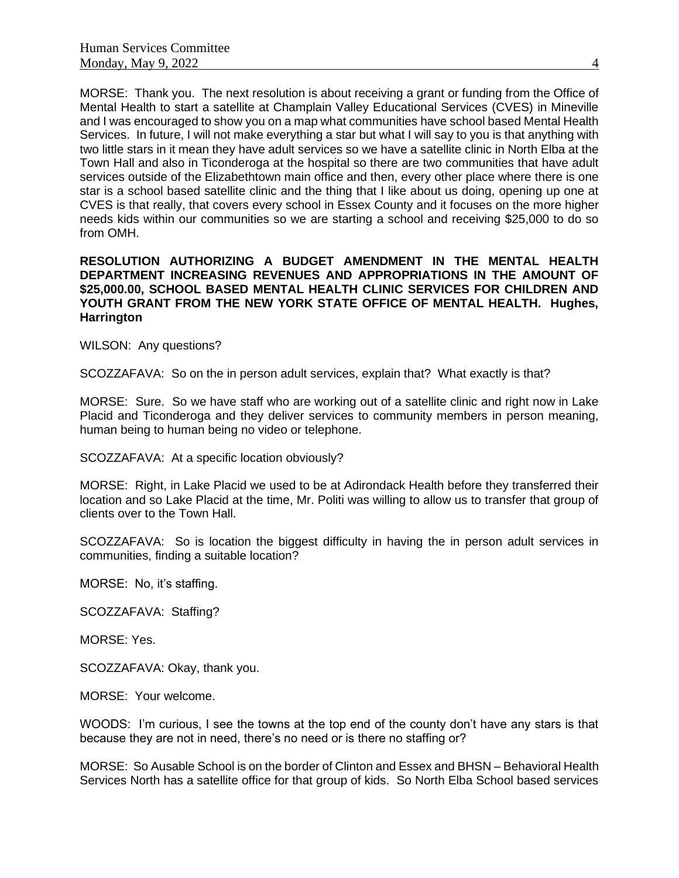MORSE: Thank you. The next resolution is about receiving a grant or funding from the Office of Mental Health to start a satellite at Champlain Valley Educational Services (CVES) in Mineville and I was encouraged to show you on a map what communities have school based Mental Health Services. In future, I will not make everything a star but what I will say to you is that anything with two little stars in it mean they have adult services so we have a satellite clinic in North Elba at the Town Hall and also in Ticonderoga at the hospital so there are two communities that have adult services outside of the Elizabethtown main office and then, every other place where there is one star is a school based satellite clinic and the thing that I like about us doing, opening up one at CVES is that really, that covers every school in Essex County and it focuses on the more higher needs kids within our communities so we are starting a school and receiving $25,000 to do so from OMH.

**RESOLUTION AUTHORIZING A BUDGET AMENDMENT IN THE MENTAL HEALTH DEPARTMENT INCREASING REVENUES AND APPROPRIATIONS IN THE AMOUNT OF $25,000.00, SCHOOL BASED MENTAL HEALTH CLINIC SERVICES FOR CHILDREN AND YOUTH GRANT FROM THE NEW YORK STATE OFFICE OF MENTAL HEALTH. Hughes, Harrington**

WILSON: Any questions?

SCOZZAFAVA: So on the in person adult services, explain that? What exactly is that?

MORSE: Sure. So we have staff who are working out of a satellite clinic and right now in Lake Placid and Ticonderoga and they deliver services to community members in person meaning, human being to human being no video or telephone.

SCOZZAFAVA: At a specific location obviously?

MORSE: Right, in Lake Placid we used to be at Adirondack Health before they transferred their location and so Lake Placid at the time, Mr. Politi was willing to allow us to transfer that group of clients over to the Town Hall.

SCOZZAFAVA: So is location the biggest difficulty in having the in person adult services in communities, finding a suitable location?

MORSE: No, it's staffing.

SCOZZAFAVA: Staffing?

MORSE: Yes.

SCOZZAFAVA: Okay, thank you.

MORSE: Your welcome.

WOODS: I'm curious, I see the towns at the top end of the county don't have any stars is that because they are not in need, there's no need or is there no staffing or?

MORSE: So Ausable School is on the border of Clinton and Essex and BHSN – Behavioral Health Services North has a satellite office for that group of kids. So North Elba School based services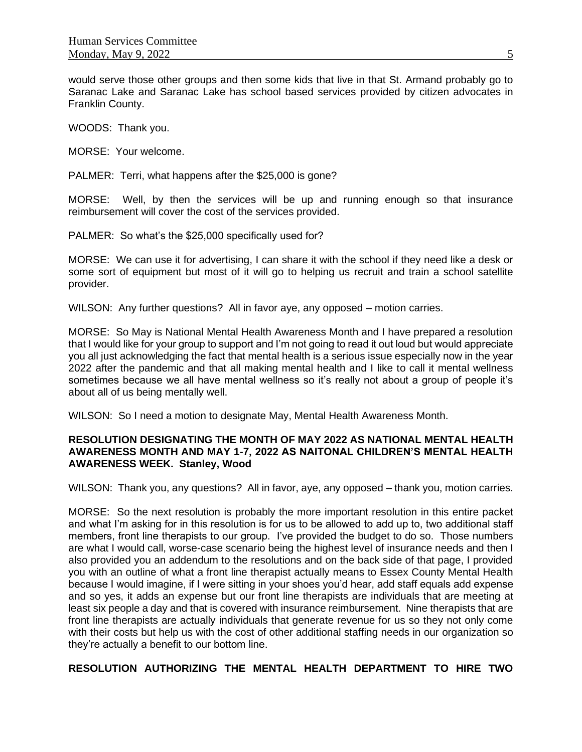would serve those other groups and then some kids that live in that St. Armand probably go to Saranac Lake and Saranac Lake has school based services provided by citizen advocates in Franklin County.

WOODS: Thank you.

MORSE: Your welcome.

PALMER: Terri, what happens after the $25,000 is gone?

MORSE: Well, by then the services will be up and running enough so that insurance reimbursement will cover the cost of the services provided.

PALMER: So what's the $25,000 specifically used for?

MORSE: We can use it for advertising, I can share it with the school if they need like a desk or some sort of equipment but most of it will go to helping us recruit and train a school satellite provider.

WILSON: Any further questions? All in favor aye, any opposed – motion carries.

MORSE: So May is National Mental Health Awareness Month and I have prepared a resolution that I would like for your group to support and I'm not going to read it out loud but would appreciate you all just acknowledging the fact that mental health is a serious issue especially now in the year 2022 after the pandemic and that all making mental health and I like to call it mental wellness sometimes because we all have mental wellness so it's really not about a group of people it's about all of us being mentally well.

WILSON: So I need a motion to designate May, Mental Health Awareness Month.

**RESOLUTION DESIGNATING THE MONTH OF MAY 2022 AS NATIONAL MENTAL HEALTH AWARENESS MONTH AND MAY 1-7, 2022 AS NAITONAL CHILDREN'S MENTAL HEALTH AWARENESS WEEK. Stanley, Wood**

WILSON: Thank you, any questions? All in favor, aye, any opposed – thank you, motion carries.

MORSE: So the next resolution is probably the more important resolution in this entire packet and what I'm asking for in this resolution is for us to be allowed to add up to, two additional staff members, front line therapists to our group. I've provided the budget to do so. Those numbers are what I would call, worse-case scenario being the highest level of insurance needs and then I also provided you an addendum to the resolutions and on the back side of that page, I provided you with an outline of what a front line therapist actually means to Essex County Mental Health because I would imagine, if I were sitting in your shoes you'd hear, add staff equals add expense and so yes, it adds an expense but our front line therapists are individuals that are meeting at least six people a day and that is covered with insurance reimbursement. Nine therapists that are front line therapists are actually individuals that generate revenue for us so they not only come with their costs but help us with the cost of other additional staffing needs in our organization so they're actually a benefit to our bottom line.

**RESOLUTION AUTHORIZING THE MENTAL HEALTH DEPARTMENT TO HIRE TWO**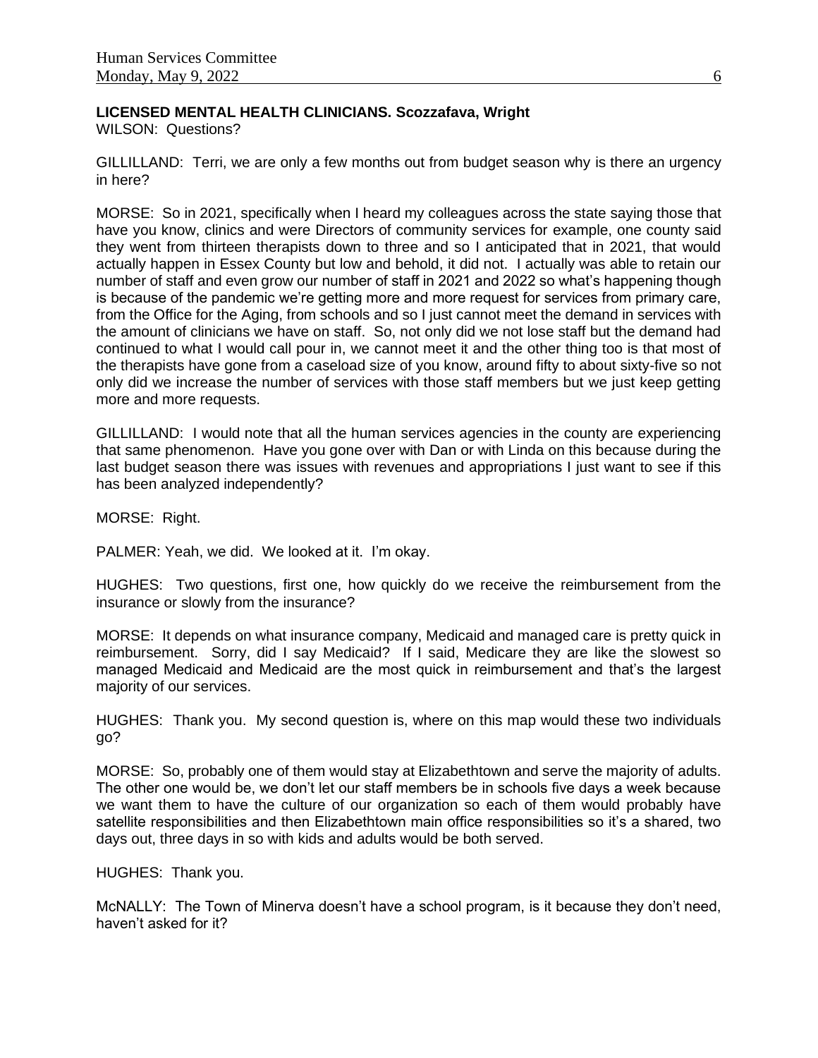**LICENSED MENTAL HEALTH CLINICIANS. Scozzafava, Wright**

WILSON: Questions?

GILLILLAND: Terri, we are only a few months out from budget season why is there an urgency in here?

MORSE: So in 2021, specifically when I heard my colleagues across the state saying those that have you know, clinics and were Directors of community services for example, one county said they went from thirteen therapists down to three and so I anticipated that in 2021, that would actually happen in Essex County but low and behold, it did not. I actually was able to retain our number of staff and even grow our number of staff in 2021 and 2022 so what's happening though is because of the pandemic we're getting more and more request for services from primary care, from the Office for the Aging, from schools and so I just cannot meet the demand in services with the amount of clinicians we have on staff. So, not only did we not lose staff but the demand had continued to what I would call pour in, we cannot meet it and the other thing too is that most of the therapists have gone from a caseload size of you know, around fifty to about sixty-five so not only did we increase the number of services with those staff members but we just keep getting more and more requests.

GILLILLAND: I would note that all the human services agencies in the county are experiencing that same phenomenon. Have you gone over with Dan or with Linda on this because during the last budget season there was issues with revenues and appropriations I just want to see if this has been analyzed independently?

MORSE: Right.

PALMER: Yeah, we did. We looked at it. I'm okay.

HUGHES: Two questions, first one, how quickly do we receive the reimbursement from the insurance or slowly from the insurance?

MORSE: It depends on what insurance company, Medicaid and managed care is pretty quick in reimbursement. Sorry, did I say Medicaid? If I said, Medicare they are like the slowest so managed Medicaid and Medicaid are the most quick in reimbursement and that's the largest majority of our services.

HUGHES: Thank you. My second question is, where on this map would these two individuals go?

MORSE: So, probably one of them would stay at Elizabethtown and serve the majority of adults. The other one would be, we don't let our staff members be in schools five days a week because we want them to have the culture of our organization so each of them would probably have satellite responsibilities and then Elizabethtown main office responsibilities so it's a shared, two days out, three days in so with kids and adults would be both served.

HUGHES: Thank you.

McNALLY: The Town of Minerva doesn't have a school program, is it because they don't need, haven't asked for it?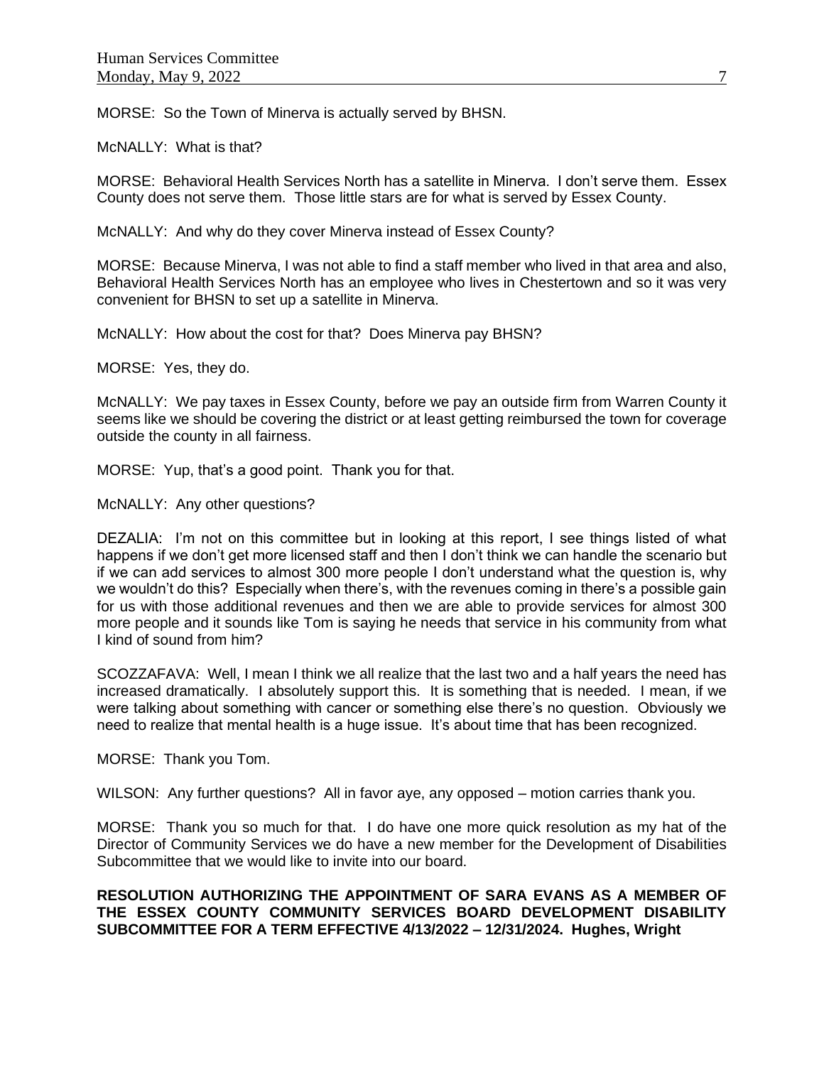MORSE: So the Town of Minerva is actually served by BHSN.

McNALLY: What is that?

MORSE: Behavioral Health Services North has a satellite in Minerva. I don't serve them. Essex County does not serve them. Those little stars are for what is served by Essex County.

McNALLY: And why do they cover Minerva instead of Essex County?

MORSE: Because Minerva, I was not able to find a staff member who lived in that area and also, Behavioral Health Services North has an employee who lives in Chestertown and so it was very convenient for BHSN to set up a satellite in Minerva.

McNALLY: How about the cost for that? Does Minerva pay BHSN?

MORSE: Yes, they do.

McNALLY: We pay taxes in Essex County, before we pay an outside firm from Warren County it seems like we should be covering the district or at least getting reimbursed the town for coverage outside the county in all fairness.

MORSE: Yup, that's a good point. Thank you for that.

McNALLY: Any other questions?

DEZALIA: I'm not on this committee but in looking at this report, I see things listed of what happens if we don't get more licensed staff and then I don't think we can handle the scenario but if we can add services to almost 300 more people I don't understand what the question is, why we wouldn't do this? Especially when there's, with the revenues coming in there's a possible gain for us with those additional revenues and then we are able to provide services for almost 300 more people and it sounds like Tom is saying he needs that service in his community from what I kind of sound from him?

SCOZZAFAVA: Well, I mean I think we all realize that the last two and a half years the need has increased dramatically. I absolutely support this. It is something that is needed. I mean, if we were talking about something with cancer or something else there's no question. Obviously we need to realize that mental health is a huge issue. It's about time that has been recognized.

MORSE: Thank you Tom.

WILSON: Any further questions? All in favor aye, any opposed – motion carries thank you.

MORSE: Thank you so much for that. I do have one more quick resolution as my hat of the Director of Community Services we do have a new member for the Development of Disabilities Subcommittee that we would like to invite into our board.

**RESOLUTION AUTHORIZING THE APPOINTMENT OF SARA EVANS AS A MEMBER OF THE ESSEX COUNTY COMMUNITY SERVICES BOARD DEVELOPMENT DISABILITY SUBCOMMITTEE FOR A TERM EFFECTIVE 4/13/2022 – 12/31/2024. Hughes, Wright**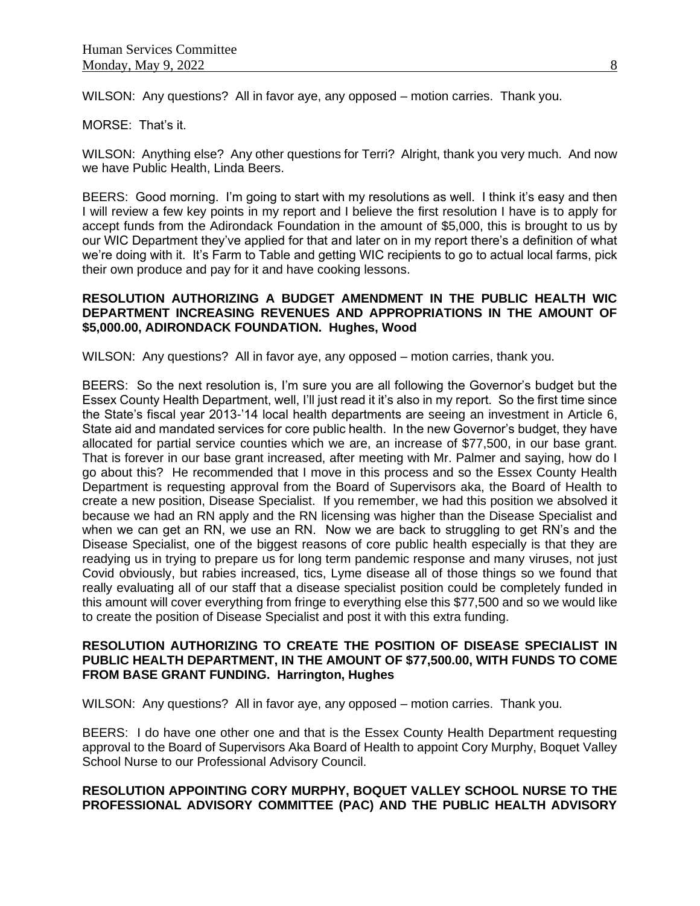WILSON: Any questions? All in favor aye, any opposed – motion carries. Thank you.

MORSE: That's it.

WILSON: Anything else? Any other questions for Terri? Alright, thank you very much. And now we have Public Health, Linda Beers.

BEERS: Good morning. I'm going to start with my resolutions as well. I think it's easy and then I will review a few key points in my report and I believe the first resolution I have is to apply for accept funds from the Adirondack Foundation in the amount of $5,000, this is brought to us by our WIC Department they've applied for that and later on in my report there's a definition of what we're doing with it. It's Farm to Table and getting WIC recipients to go to actual local farms, pick their own produce and pay for it and have cooking lessons.

**RESOLUTION AUTHORIZING A BUDGET AMENDMENT IN THE PUBLIC HEALTH WIC DEPARTMENT INCREASING REVENUES AND APPROPRIATIONS IN THE AMOUNT OF $5,000.00, ADIRONDACK FOUNDATION. Hughes, Wood**

WILSON: Any questions? All in favor aye, any opposed – motion carries, thank you.

BEERS: So the next resolution is, I'm sure you are all following the Governor's budget but the Essex County Health Department, well, I'll just read it it's also in my report. So the first time since the State's fiscal year 2013-'14 local health departments are seeing an investment in Article 6, State aid and mandated services for core public health. In the new Governor's budget, they have allocated for partial service counties which we are, an increase of $77,500, in our base grant. That is forever in our base grant increased, after meeting with Mr. Palmer and saying, how do I go about this? He recommended that I move in this process and so the Essex County Health Department is requesting approval from the Board of Supervisors aka, the Board of Health to create a new position, Disease Specialist. If you remember, we had this position we absolved it because we had an RN apply and the RN licensing was higher than the Disease Specialist and when we can get an RN, we use an RN. Now we are back to struggling to get RN's and the Disease Specialist, one of the biggest reasons of core public health especially is that they are readying us in trying to prepare us for long term pandemic response and many viruses, not just Covid obviously, but rabies increased, tics, Lyme disease all of those things so we found that really evaluating all of our staff that a disease specialist position could be completely funded in this amount will cover everything from fringe to everything else this $77,500 and so we would like to create the position of Disease Specialist and post it with this extra funding.

**RESOLUTION AUTHORIZING TO CREATE THE POSITION OF DISEASE SPECIALIST IN PUBLIC HEALTH DEPARTMENT, IN THE AMOUNT OF $77,500.00, WITH FUNDS TO COME FROM BASE GRANT FUNDING. Harrington, Hughes**

WILSON: Any questions? All in favor aye, any opposed – motion carries. Thank you.

BEERS: I do have one other one and that is the Essex County Health Department requesting approval to the Board of Supervisors Aka Board of Health to appoint Cory Murphy, Boquet Valley School Nurse to our Professional Advisory Council.

**RESOLUTION APPOINTING CORY MURPHY, BOQUET VALLEY SCHOOL NURSE TO THE PROFESSIONAL ADVISORY COMMITTEE (PAC) AND THE PUBLIC HEALTH ADVISORY**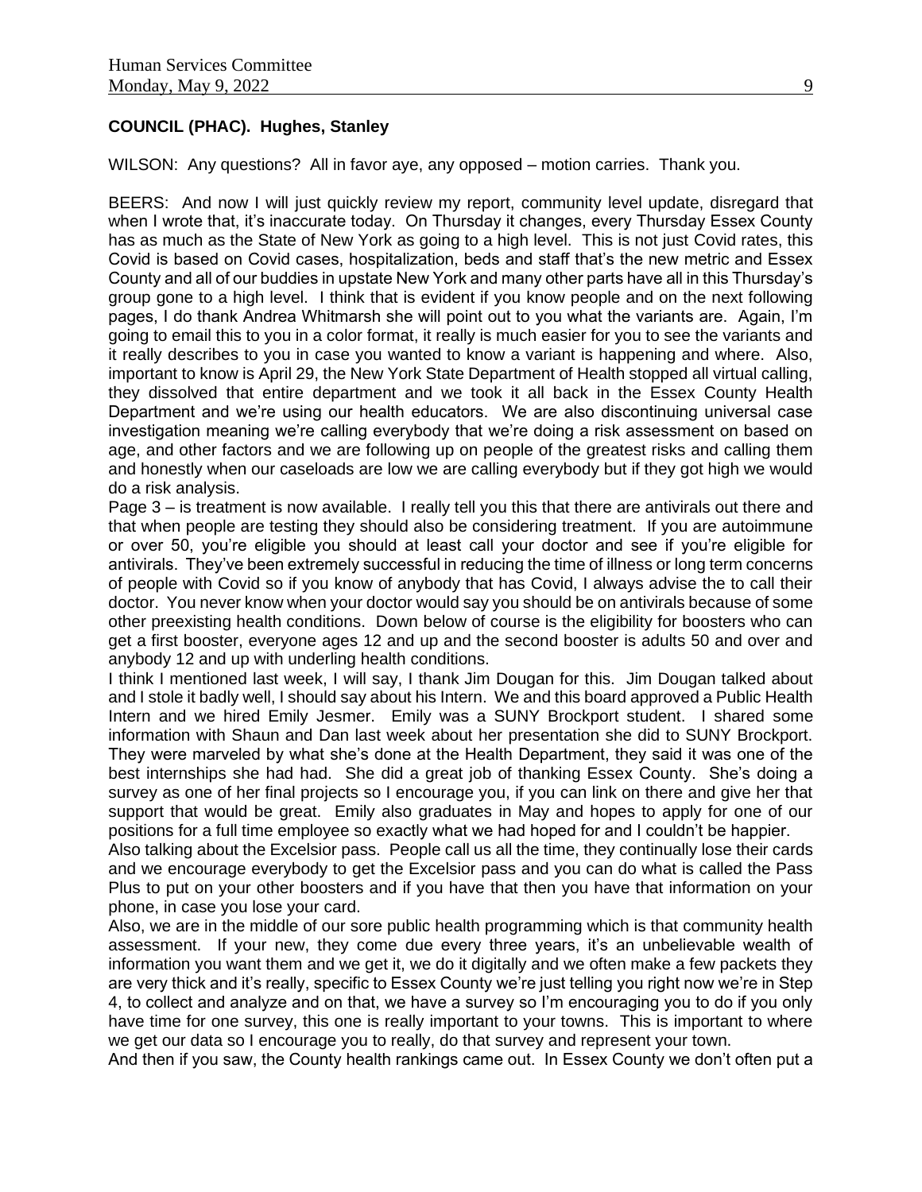**COUNCIL (PHAC). Hughes, Stanley**

WILSON: Any questions? All in favor aye, any opposed – motion carries. Thank you.

BEERS: And now I will just quickly review my report, community level update, disregard that when I wrote that, it's inaccurate today. On Thursday it changes, every Thursday Essex County has as much as the State of New York as going to a high level. This is not just Covid rates, this Covid is based on Covid cases, hospitalization, beds and staff that's the new metric and Essex County and all of our buddies in upstate New York and many other parts have all in this Thursday's group gone to a high level. I think that is evident if you know people and on the next following pages, I do thank Andrea Whitmarsh she will point out to you what the variants are. Again, I'm going to email this to you in a color format, it really is much easier for you to see the variants and it really describes to you in case you wanted to know a variant is happening and where. Also, important to know is April 29, the New York State Department of Health stopped all virtual calling, they dissolved that entire department and we took it all back in the Essex County Health Department and we're using our health educators. We are also discontinuing universal case investigation meaning we're calling everybody that we're doing a risk assessment on based on age, and other factors and we are following up on people of the greatest risks and calling them and honestly when our caseloads are low we are calling everybody but if they got high we would do a risk analysis.

Page 3 – is treatment is now available. I really tell you this that there are antivirals out there and that when people are testing they should also be considering treatment. If you are autoimmune or over 50, you're eligible you should at least call your doctor and see if you're eligible for antivirals. They've been extremely successful in reducing the time of illness or long term concerns of people with Covid so if you know of anybody that has Covid, I always advise the to call their doctor. You never know when your doctor would say you should be on antivirals because of some other preexisting health conditions. Down below of course is the eligibility for boosters who can get a first booster, everyone ages 12 and up and the second booster is adults 50 and over and anybody 12 and up with underling health conditions.

I think I mentioned last week, I will say, I thank Jim Dougan for this. Jim Dougan talked about and I stole it badly well, I should say about his Intern. We and this board approved a Public Health Intern and we hired Emily Jesmer. Emily was a SUNY Brockport student. I shared some information with Shaun and Dan last week about her presentation she did to SUNY Brockport. They were marveled by what she's done at the Health Department, they said it was one of the best internships she had had. She did a great job of thanking Essex County. She's doing a survey as one of her final projects so I encourage you, if you can link on there and give her that support that would be great. Emily also graduates in May and hopes to apply for one of our positions for a full time employee so exactly what we had hoped for and I couldn't be happier.

Also talking about the Excelsior pass. People call us all the time, they continually lose their cards and we encourage everybody to get the Excelsior pass and you can do what is called the Pass Plus to put on your other boosters and if you have that then you have that information on your phone, in case you lose your card.

Also, we are in the middle of our sore public health programming which is that community health assessment. If your new, they come due every three years, it's an unbelievable wealth of information you want them and we get it, we do it digitally and we often make a few packets they are very thick and it's really, specific to Essex County we're just telling you right now we're in Step 4, to collect and analyze and on that, we have a survey so I'm encouraging you to do if you only have time for one survey, this one is really important to your towns. This is important to where we get our data so I encourage you to really, do that survey and represent your town.

And then if you saw, the County health rankings came out. In Essex County we don't often put a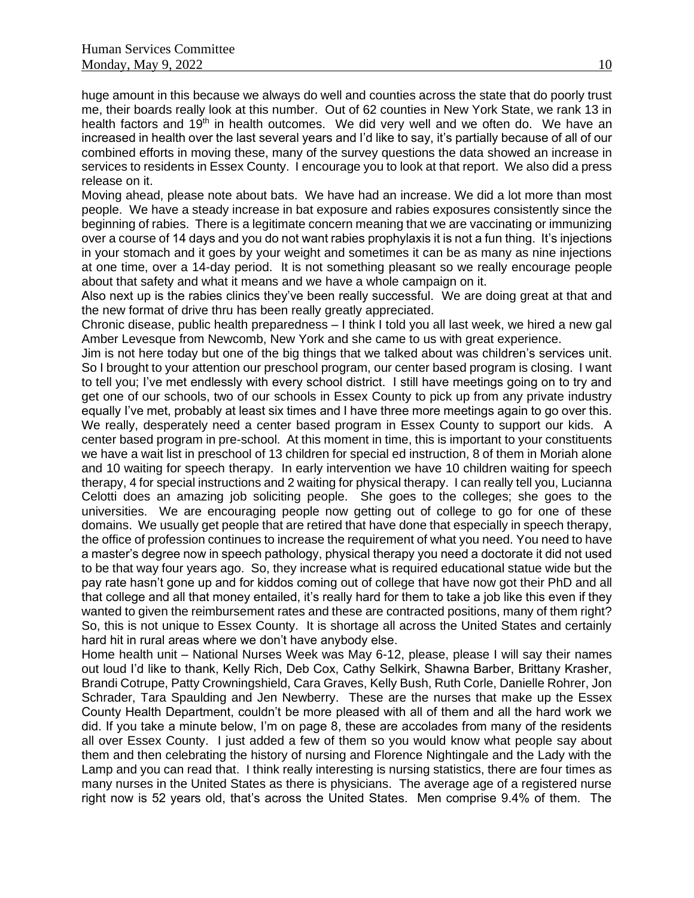huge amount in this because we always do well and counties across the state that do poorly trust me, their boards really look at this number. Out of 62 counties in New York State, we rank 13 in health factors and 19th in health outcomes. We did very well and we often do. We have an increased in health over the last several years and I'd like to say, it's partially because of all of our combined efforts in moving these, many of the survey questions the data showed an increase in services to residents in Essex County. I encourage you to look at that report. We also did a press release on it.

Moving ahead, please note about bats. We have had an increase. We did a lot more than most people. We have a steady increase in bat exposure and rabies exposures consistently since the beginning of rabies. There is a legitimate concern meaning that we are vaccinating or immunizing over a course of 14 days and you do not want rabies prophylaxis it is not a fun thing. It's injections in your stomach and it goes by your weight and sometimes it can be as many as nine injections at one time, over a 14-day period. It is not something pleasant so we really encourage people about that safety and what it means and we have a whole campaign on it.

Also next up is the rabies clinics they've been really successful. We are doing great at that and the new format of drive thru has been really greatly appreciated.

Chronic disease, public health preparedness – I think I told you all last week, we hired a new gal Amber Levesque from Newcomb, New York and she came to us with great experience.

Jim is not here today but one of the big things that we talked about was children's services unit. So I brought to your attention our preschool program, our center based program is closing. I want to tell you; I've met endlessly with every school district. I still have meetings going on to try and get one of our schools, two of our schools in Essex County to pick up from any private industry equally I've met, probably at least six times and I have three more meetings again to go over this. We really, desperately need a center based program in Essex County to support our kids. A center based program in pre-school. At this moment in time, this is important to your constituents we have a wait list in preschool of 13 children for special ed instruction, 8 of them in Moriah alone and 10 waiting for speech therapy. In early intervention we have 10 children waiting for speech therapy, 4 for special instructions and 2 waiting for physical therapy. I can really tell you, Lucianna Celotti does an amazing job soliciting people. She goes to the colleges; she goes to the universities. We are encouraging people now getting out of college to go for one of these domains. We usually get people that are retired that have done that especially in speech therapy, the office of profession continues to increase the requirement of what you need. You need to have a master's degree now in speech pathology, physical therapy you need a doctorate it did not used to be that way four years ago. So, they increase what is required educational statue wide but the pay rate hasn't gone up and for kiddos coming out of college that have now got their PhD and all that college and all that money entailed, it's really hard for them to take a job like this even if they wanted to given the reimbursement rates and these are contracted positions, many of them right? So, this is not unique to Essex County. It is shortage all across the United States and certainly hard hit in rural areas where we don't have anybody else.

Home health unit – National Nurses Week was May 6-12, please, please I will say their names out loud I'd like to thank, Kelly Rich, Deb Cox, Cathy Selkirk, Shawna Barber, Brittany Krasher, Brandi Cotrupe, Patty Crowningshield, Cara Graves, Kelly Bush, Ruth Corle, Danielle Rohrer, Jon Schrader, Tara Spaulding and Jen Newberry. These are the nurses that make up the Essex County Health Department, couldn't be more pleased with all of them and all the hard work we did. If you take a minute below, I'm on page 8, these are accolades from many of the residents all over Essex County. I just added a few of them so you would know what people say about them and then celebrating the history of nursing and Florence Nightingale and the Lady with the Lamp and you can read that. I think really interesting is nursing statistics, there are four times as many nurses in the United States as there is physicians. The average age of a registered nurse right now is 52 years old, that's across the United States. Men comprise 9.4% of them. The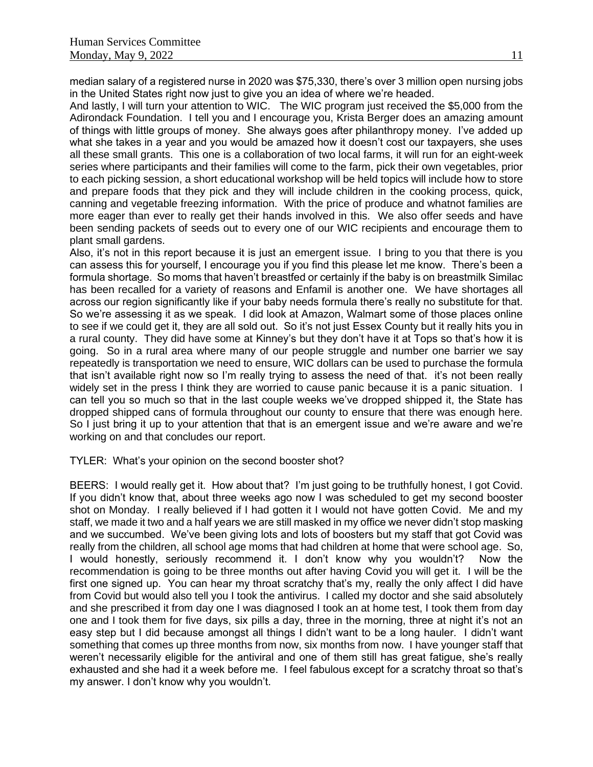median salary of a registered nurse in 2020 was $75,330, there's over 3 million open nursing jobs in the United States right now just to give you an idea of where we're headed.

And lastly, I will turn your attention to WIC. The WIC program just received the $5,000 from the Adirondack Foundation. I tell you and I encourage you, Krista Berger does an amazing amount of things with little groups of money. She always goes after philanthropy money. I've added up what she takes in a year and you would be amazed how it doesn't cost our taxpayers, she uses all these small grants. This one is a collaboration of two local farms, it will run for an eight-week series where participants and their families will come to the farm, pick their own vegetables, prior to each picking session, a short educational workshop will be held topics will include how to store and prepare foods that they pick and they will include children in the cooking process, quick, canning and vegetable freezing information. With the price of produce and whatnot families are more eager than ever to really get their hands involved in this. We also offer seeds and have been sending packets of seeds out to every one of our WIC recipients and encourage them to plant small gardens.

Also, it's not in this report because it is just an emergent issue. I bring to you that there is you can assess this for yourself, I encourage you if you find this please let me know. There's been a formula shortage. So moms that haven't breastfed or certainly if the baby is on breastmilk Similac has been recalled for a variety of reasons and Enfamil is another one. We have shortages all across our region significantly like if your baby needs formula there's really no substitute for that. So we're assessing it as we speak. I did look at Amazon, Walmart some of those places online to see if we could get it, they are all sold out. So it's not just Essex County but it really hits you in a rural county. They did have some at Kinney's but they don't have it at Tops so that's how it is going. So in a rural area where many of our people struggle and number one barrier we say repeatedly is transportation we need to ensure, WIC dollars can be used to purchase the formula that isn't available right now so I'm really trying to assess the need of that. it's not been really widely set in the press I think they are worried to cause panic because it is a panic situation. I can tell you so much so that in the last couple weeks we've dropped shipped it, the State has dropped shipped cans of formula throughout our county to ensure that there was enough here. So I just bring it up to your attention that that is an emergent issue and we're aware and we're working on and that concludes our report.

TYLER: What's your opinion on the second booster shot?

BEERS: I would really get it. How about that? I'm just going to be truthfully honest, I got Covid. If you didn't know that, about three weeks ago now I was scheduled to get my second booster shot on Monday. I really believed if I had gotten it I would not have gotten Covid. Me and my staff, we made it two and a half years we are still masked in my office we never didn't stop masking and we succumbed. We've been giving lots and lots of boosters but my staff that got Covid was really from the children, all school age moms that had children at home that were school age. So, I would honestly, seriously recommend it. I don't know why you wouldn't? Now the recommendation is going to be three months out after having Covid you will get it. I will be the first one signed up. You can hear my throat scratchy that's my, really the only affect I did have from Covid but would also tell you I took the antivirus. I called my doctor and she said absolutely and she prescribed it from day one I was diagnosed I took an at home test, I took them from day one and I took them for five days, six pills a day, three in the morning, three at night it's not an easy step but I did because amongst all things I didn't want to be a long hauler. I didn't want something that comes up three months from now, six months from now. I have younger staff that weren't necessarily eligible for the antiviral and one of them still has great fatigue, she's really exhausted and she had it a week before me. I feel fabulous except for a scratchy throat so that's my answer. I don't know why you wouldn't.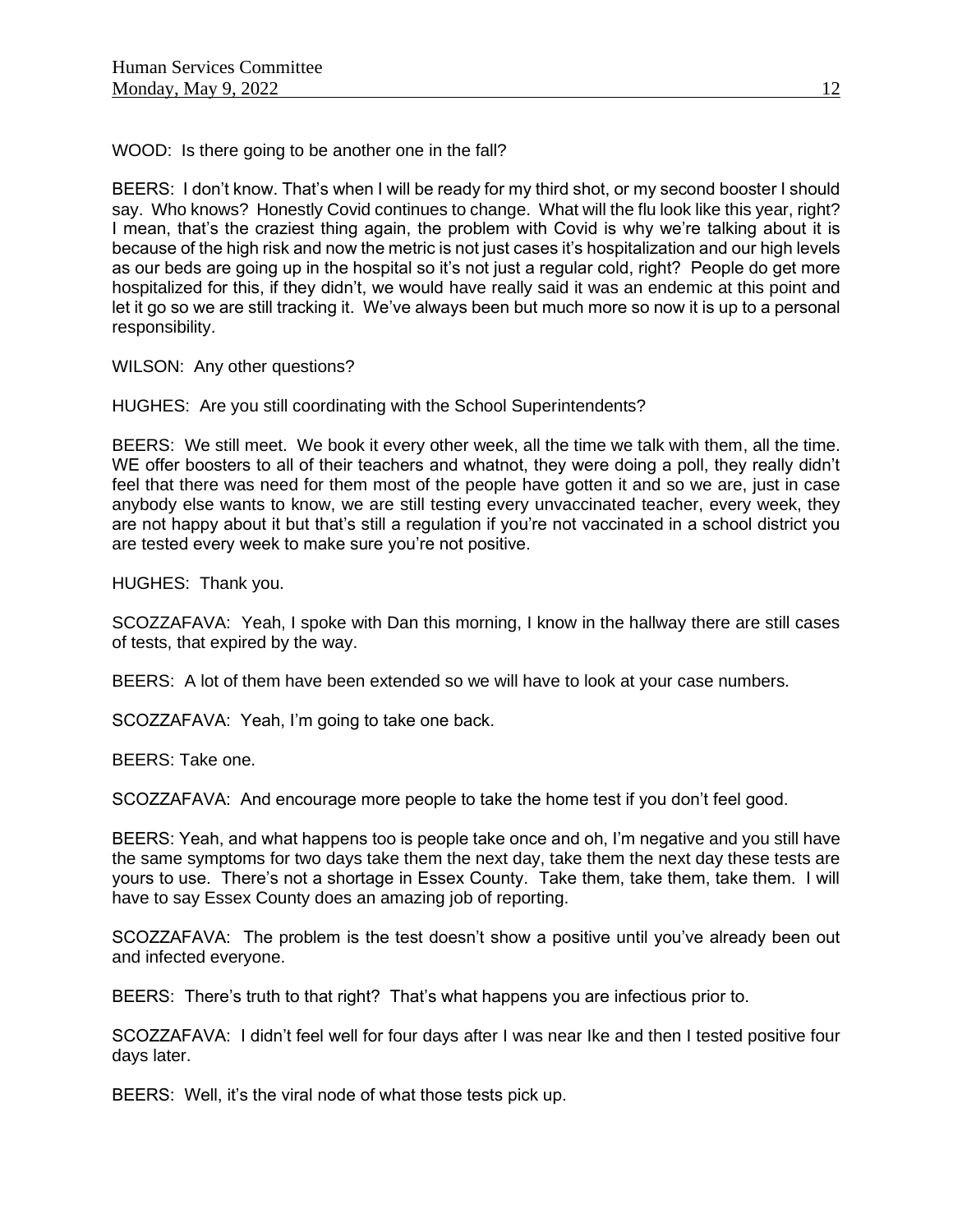WOOD: Is there going to be another one in the fall?

BEERS: I don't know. That's when I will be ready for my third shot, or my second booster I should say. Who knows? Honestly Covid continues to change. What will the flu look like this year, right? I mean, that's the craziest thing again, the problem with Covid is why we're talking about it is because of the high risk and now the metric is not just cases it's hospitalization and our high levels as our beds are going up in the hospital so it's not just a regular cold, right? People do get more hospitalized for this, if they didn't, we would have really said it was an endemic at this point and let it go so we are still tracking it. We've always been but much more so now it is up to a personal responsibility.

WILSON: Any other questions?

HUGHES: Are you still coordinating with the School Superintendents?

BEERS: We still meet. We book it every other week, all the time we talk with them, all the time. WE offer boosters to all of their teachers and whatnot, they were doing a poll, they really didn't feel that there was need for them most of the people have gotten it and so we are, just in case anybody else wants to know, we are still testing every unvaccinated teacher, every week, they are not happy about it but that's still a regulation if you're not vaccinated in a school district you are tested every week to make sure you're not positive.

HUGHES: Thank you.

SCOZZAFAVA: Yeah, I spoke with Dan this morning, I know in the hallway there are still cases of tests, that expired by the way.

BEERS: A lot of them have been extended so we will have to look at your case numbers.

SCOZZAFAVA: Yeah, I'm going to take one back.

BEERS: Take one.

SCOZZAFAVA: And encourage more people to take the home test if you don't feel good.

BEERS: Yeah, and what happens too is people take once and oh, I'm negative and you still have the same symptoms for two days take them the next day, take them the next day these tests are yours to use. There's not a shortage in Essex County. Take them, take them, take them. I will have to say Essex County does an amazing job of reporting.

SCOZZAFAVA: The problem is the test doesn't show a positive until you've already been out and infected everyone.

BEERS: There's truth to that right? That's what happens you are infectious prior to.

SCOZZAFAVA: I didn't feel well for four days after I was near Ike and then I tested positive four days later.

BEERS: Well, it's the viral node of what those tests pick up.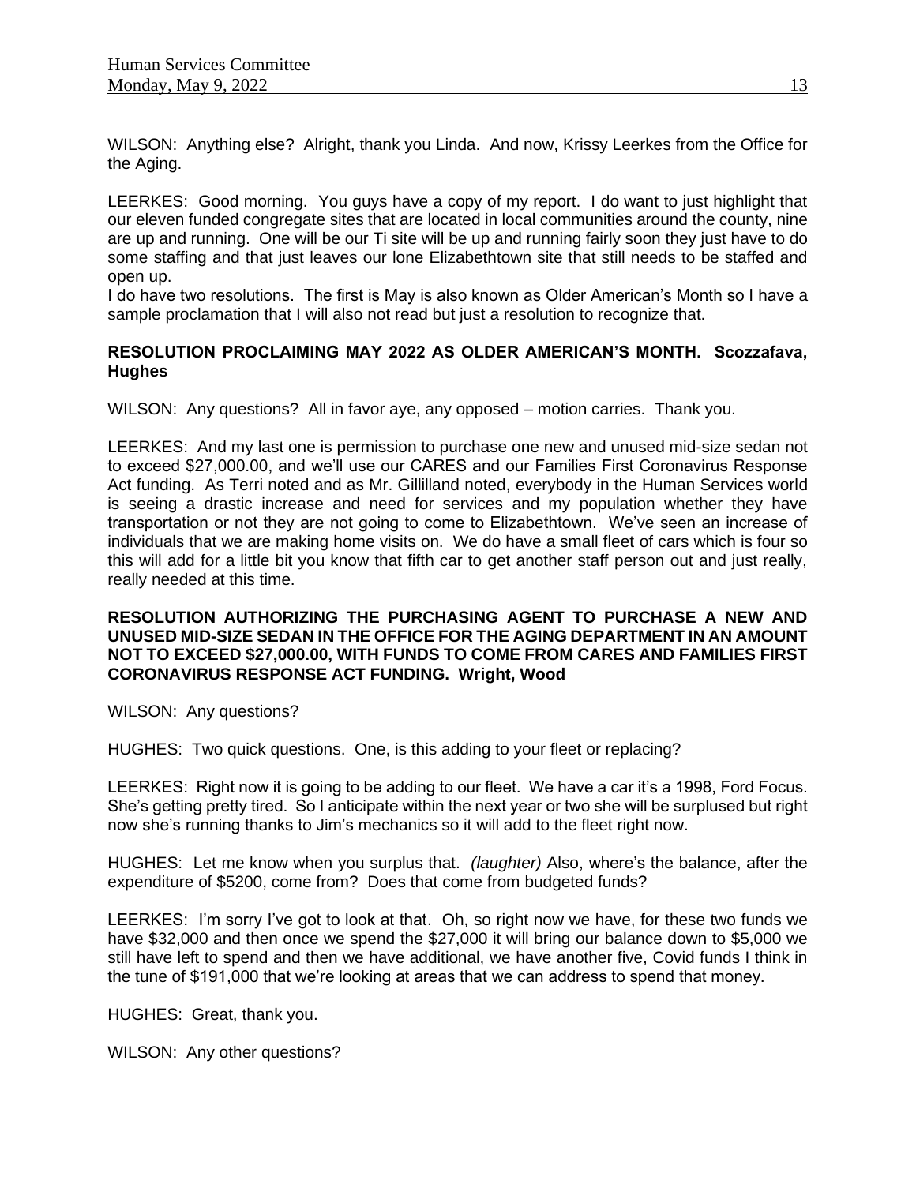WILSON: Anything else? Alright, thank you Linda. And now, Krissy Leerkes from the Office for the Aging.

LEERKES: Good morning. You guys have a copy of my report. I do want to just highlight that our eleven funded congregate sites that are located in local communities around the county, nine are up and running. One will be our Ti site will be up and running fairly soon they just have to do some staffing and that just leaves our lone Elizabethtown site that still needs to be staffed and open up.

I do have two resolutions. The first is May is also known as Older American's Month so I have a sample proclamation that I will also not read but just a resolution to recognize that.

**RESOLUTION PROCLAIMING MAY 2022 AS OLDER AMERICAN'S MONTH. Scozzafava, Hughes**

WILSON: Any questions? All in favor aye, any opposed – motion carries. Thank you.

LEERKES: And my last one is permission to purchase one new and unused mid-size sedan not to exceed $27,000.00, and we'll use our CARES and our Families First Coronavirus Response Act funding. As Terri noted and as Mr. Gillilland noted, everybody in the Human Services world is seeing a drastic increase and need for services and my population whether they have transportation or not they are not going to come to Elizabethtown. We've seen an increase of individuals that we are making home visits on. We do have a small fleet of cars which is four so this will add for a little bit you know that fifth car to get another staff person out and just really, really needed at this time.

**RESOLUTION AUTHORIZING THE PURCHASING AGENT TO PURCHASE A NEW AND UNUSED MID-SIZE SEDAN IN THE OFFICE FOR THE AGING DEPARTMENT IN AN AMOUNT NOT TO EXCEED $27,000.00, WITH FUNDS TO COME FROM CARES AND FAMILIES FIRST CORONAVIRUS RESPONSE ACT FUNDING. Wright, Wood**

WILSON: Any questions?

HUGHES: Two quick questions. One, is this adding to your fleet or replacing?

LEERKES: Right now it is going to be adding to our fleet. We have a car it's a 1998, Ford Focus. She's getting pretty tired. So I anticipate within the next year or two she will be surplused but right now she's running thanks to Jim's mechanics so it will add to the fleet right now.

HUGHES: Let me know when you surplus that. *(laughter)* Also, where's the balance, after the expenditure of $5200, come from? Does that come from budgeted funds?

LEERKES: I'm sorry I've got to look at that. Oh, so right now we have, for these two funds we have $32,000 and then once we spend the $27,000 it will bring our balance down to $5,000 we still have left to spend and then we have additional, we have another five, Covid funds I think in the tune of $191,000 that we're looking at areas that we can address to spend that money.

HUGHES: Great, thank you.

WILSON: Any other questions?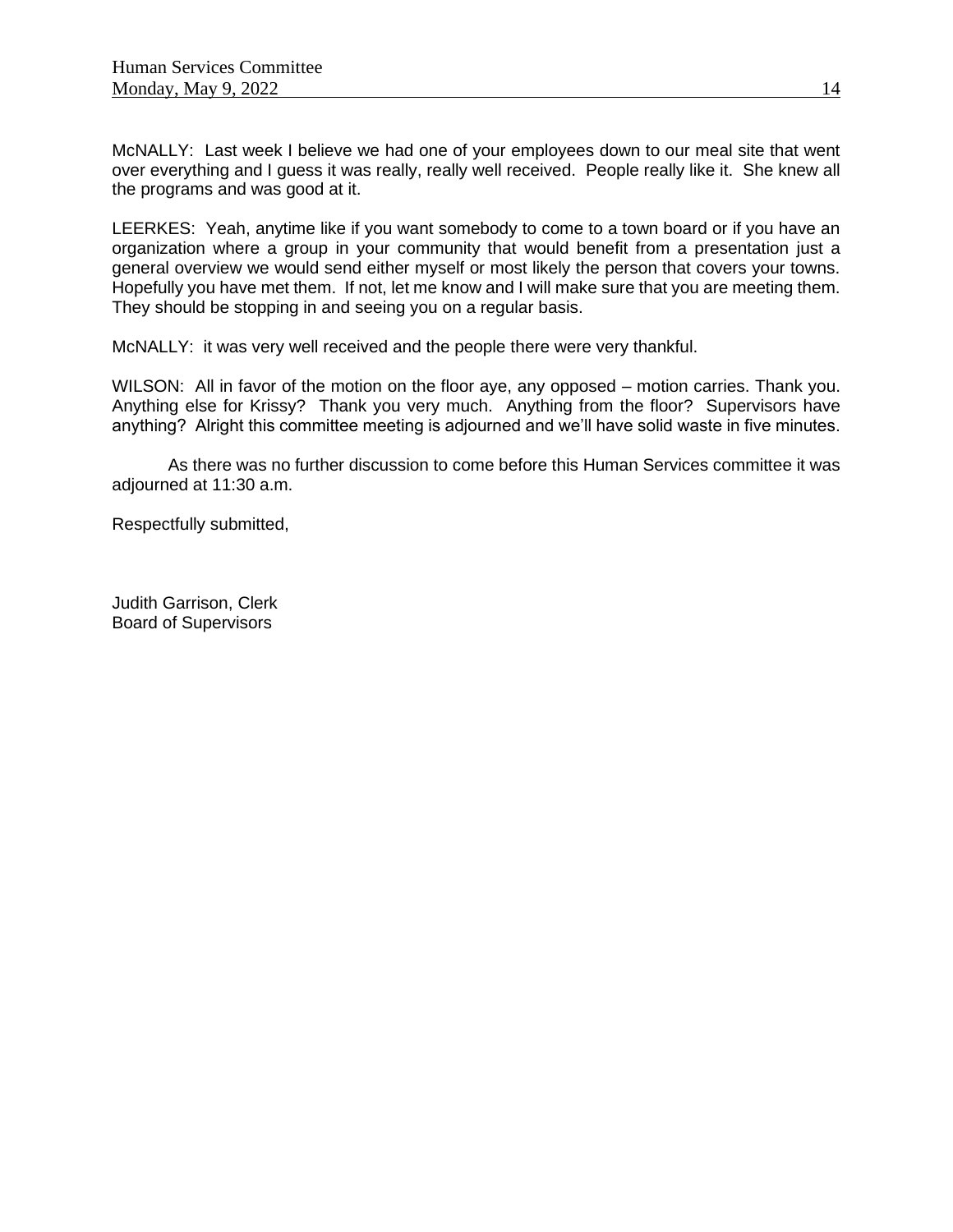McNALLY: Last week I believe we had one of your employees down to our meal site that went over everything and I guess it was really, really well received. People really like it. She knew all the programs and was good at it.

LEERKES: Yeah, anytime like if you want somebody to come to a town board or if you have an organization where a group in your community that would benefit from a presentation just a general overview we would send either myself or most likely the person that covers your towns. Hopefully you have met them. If not, let me know and I will make sure that you are meeting them. They should be stopping in and seeing you on a regular basis.

McNALLY: it was very well received and the people there were very thankful.

WILSON: All in favor of the motion on the floor aye, any opposed – motion carries. Thank you. Anything else for Krissy? Thank you very much. Anything from the floor? Supervisors have anything? Alright this committee meeting is adjourned and we'll have solid waste in five minutes.

As there was no further discussion to come before this Human Services committee it was adjourned at 11:30 a.m.

Respectfully submitted,

Judith Garrison, Clerk
Board of Supervisors